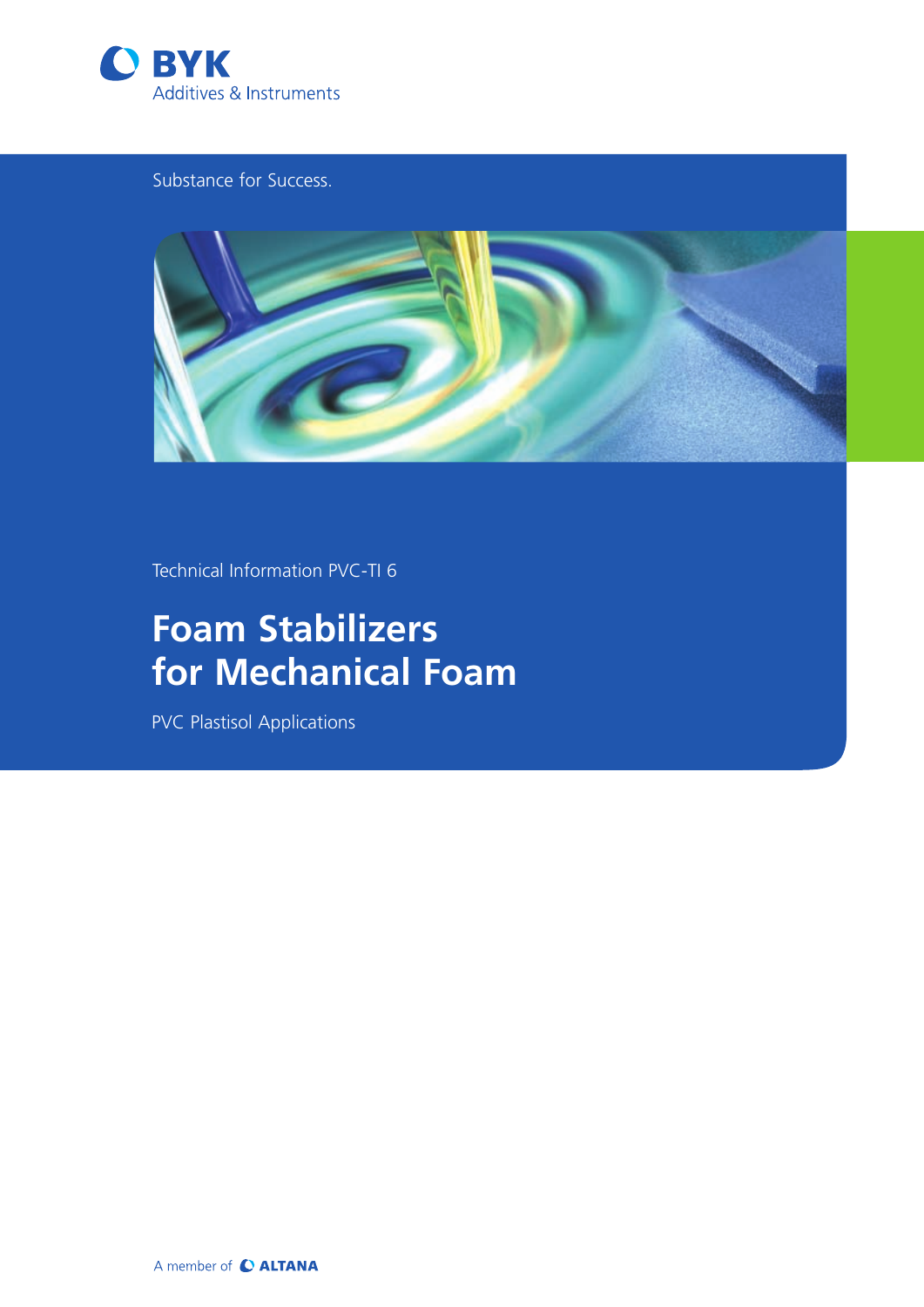BYK

Additives & Instruments

Substance for Success.

Technical Information PVC-TI 6

# Foam Stabilizers for Mechanical Foam

PVC Plastisol Applications

A member of ALTANA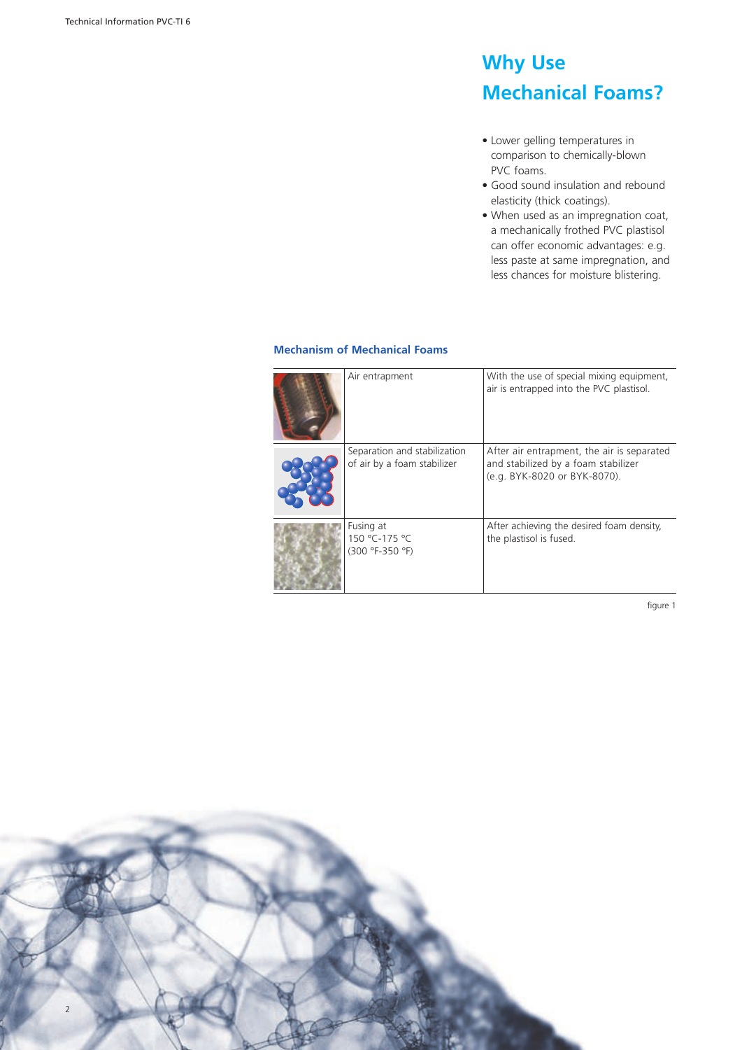# Why Use Mechanical Foams?

- Lower gelling temperatures in comparison to chemically-blown PVC foams.
- Good sound insulation and rebound elasticity (thick coatings).
- When used as an impregnation coat, a mechanically frothed PVC plastisol can offer economic advantages: e.g. less paste at same impregnation, and less chances for moisture blistering.

### Mechanism of Mechanical Foams

| | | |
|---|---|---|
| | Air entrapment | With the use of special mixing equipment, air is entrapped into the PVC plastisol. |
| | Separation and stabilization of air by a foam stabilizer | After air entrapment, the air is separated and stabilized by a foam stabilizer (e.g. BYK-8020 or BYK-8070). |
| | Fusing at 150 °C-175 °C (300 °F-350 °F) | After achieving the desired foam density, the plastisol is fused. |

figure 1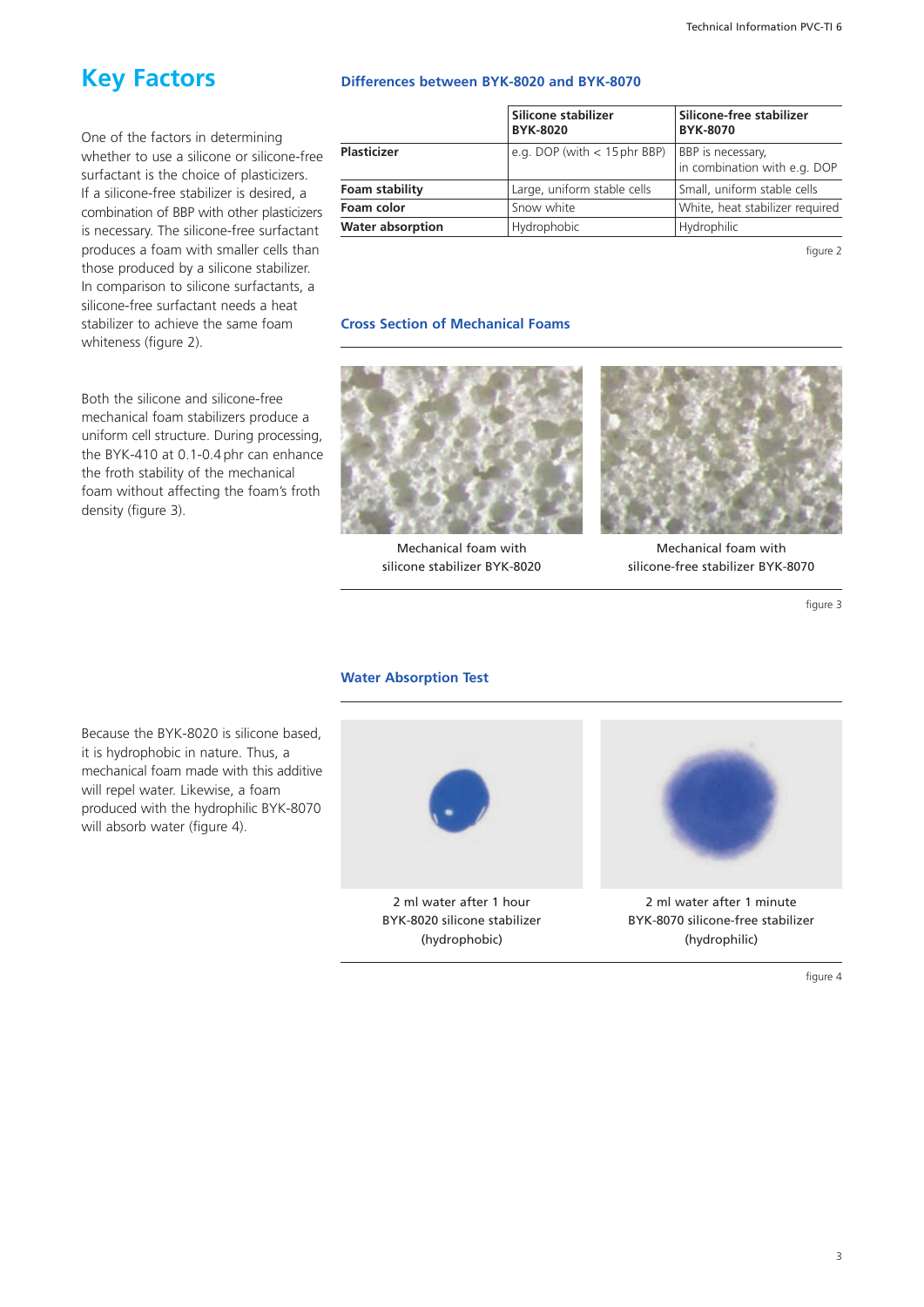# Key Factors

One of the factors in determining whether to use a silicone or silicone-free surfactant is the choice of plasticizers. If a silicone-free stabilizer is desired, a combination of BBP with other plasticizers is necessary. The silicone-free surfactant produces a foam with smaller cells than those produced by a silicone stabilizer. In comparison to silicone surfactants, a silicone-free surfactant needs a heat stabilizer to achieve the same foam whiteness (figure 2).

## Differences between BYK-8020 and BYK-8070

| | Silicone stabilizer BYK-8020 | Silicone-free stabilizer BYK-8070 |
|---|---|---|
| **Plasticizer** | e.g. DOP (with < 15 phr BBP) | BBP is necessary, in combination with e.g. DOP |
| **Foam stability** | Large, uniform stable cells | Small, uniform stable cells |
| **Foam color** | Snow white | White, heat stabilizer required |
| **Water absorption** | Hydrophobic | Hydrophilic |

figure 2

Both the silicone and silicone-free mechanical foam stabilizers produce a uniform cell structure. During processing, the BYK-410 at 0.1-0.4 phr can enhance the froth stability of the mechanical foam without affecting the foam's froth density (figure 3).

## Cross Section of Mechanical Foams

Mechanical foam with silicone stabilizer BYK-8020

Mechanical foam with silicone-free stabilizer BYK-8070

figure 3

Because the BYK-8020 is silicone based, it is hydrophobic in nature. Thus, a mechanical foam made with this additive will repel water. Likewise, a foam produced with the hydrophilic BYK-8070 will absorb water (figure 4).

## Water Absorption Test

2 ml water after 1 hour
BYK-8020 silicone stabilizer
(hydrophobic)

2 ml water after 1 minute
BYK-8070 silicone-free stabilizer
(hydrophilic)

figure 4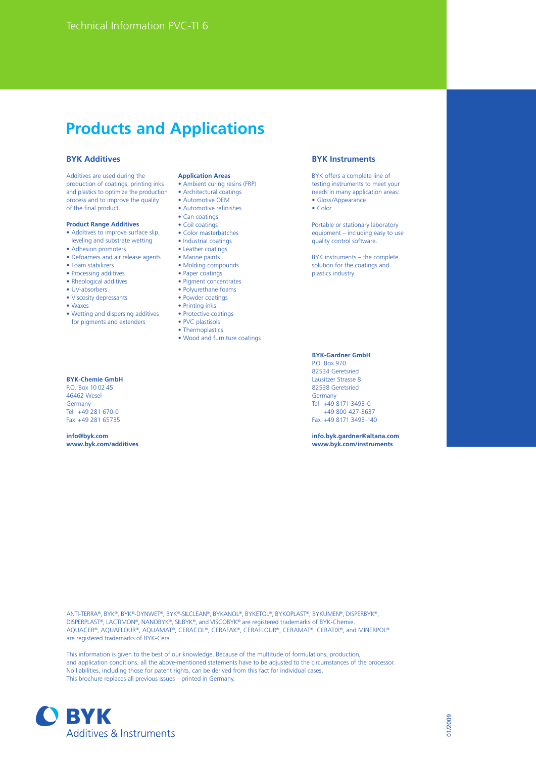# Products and Applications

## BYK Additives

Additives are used during the production of coatings, printing inks and plastics to optimize the production process and to improve the quality of the final product.

**Product Range Additives**

- Additives to improve surface slip, leveling and substrate wetting
- Adhesion promoters
- Defoamers and air release agents
- Foam stabilizers
- Processing additives
- Rheological additives
- UV-absorbers
- Viscosity depressants
- Waxes
- Wetting and dispersing additives for pigments and extenders

**Application Areas**

- Ambient curing resins (FRP)
- Architectural coatings
- Automotive OEM
- Automotive refinishes
- Can coatings
- Coil coatings
- Color masterbatches
- Industrial coatings
- Leather coatings
- Marine paints
- Molding compounds
- Paper coatings
- Pigment concentrates
- Polyurethane foams
- Powder coatings
- Printing inks
- Protective coatings
- PVC plastisols
- Thermoplastics
- Wood and furniture coatings

**BYK-Chemie GmbH**
P.O. Box 10 02 45
46462 Wesel
Germany
Tel +49 281 670-0
Fax +49 281 65735

**info@byk.com**
**www.byk.com/additives**

## BYK Instruments

BYK offers a complete line of testing instruments to meet your needs in many application areas:

- Gloss/Appearance
- Color

Portable or stationary laboratory equipment – including easy to use quality control software.

BYK instruments – the complete solution for the coatings and plastics industry.

**BYK-Gardner GmbH**
P.O. Box 970
82534 Geretsried
Lausitzer Strasse 8
82538 Geretsried
Germany
Tel +49 8171 3493-0
+49 800 427-3637
Fax +49 8171 3493-140

**info.byk.gardner@altana.com**
**www.byk.com/instruments**

ANTI-TERRA®, BYK®, BYK®-DYNWET®, BYK®-SILCLEAN®, BYKANOL®, BYKETOL®, BYKOPLAST®, BYKUMEN®, DISPERBYK®, DISPERPLAST®, LACTIMON®, NANOBYK®, SILBYK®, and VISCOBYK® are registered trademarks of BYK-Chemie.
AQUACER®, AQUAFLOUR®, AQUAMAT®, CERACOL®, CERAFAK®, CERAFLOUR®, CERAMAT®, CERATIX®, and MINERPOL® are registered trademarks of BYK-Cera.

This information is given to the best of our knowledge. Because of the multitude of formulations, production, and application conditions, all the above-mentioned statements have to be adjusted to the circumstances of the processor. No liabilities, including those for patent rights, can be derived from this fact for individual cases.
This brochure replaces all previous issues – printed in Germany.

BYK
Additives & Instruments

01/2009